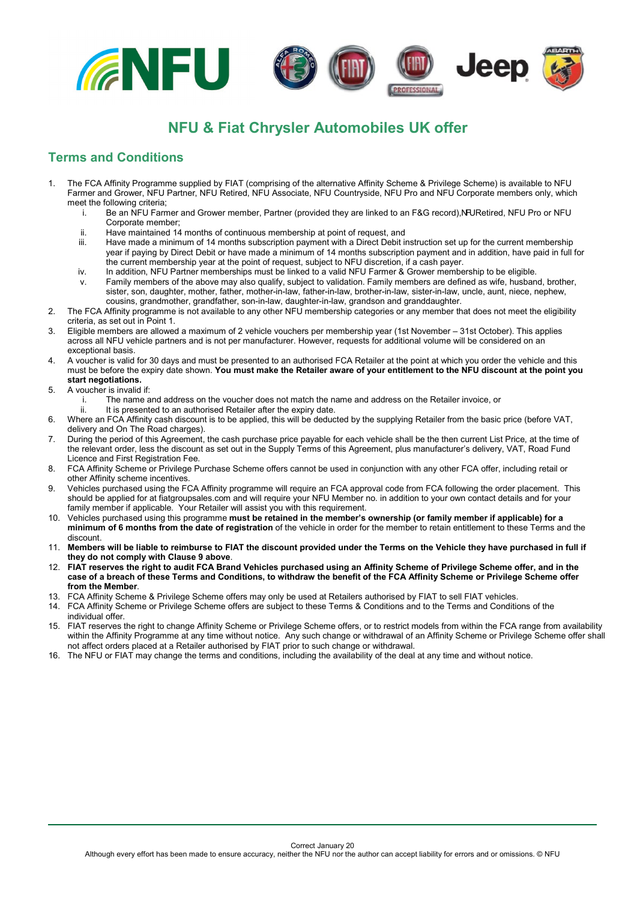# NFU & Fiat Chrysler Automobiles UK offer

## Terms and Conditions

1. The FCA Affinity Programme supplied by FIAT (comprising of the alternative Affinity Scheme & Privilege Scheme) is available to NFU Farmer and Grower, NFU Partner, NFU Retired, NFU Associate, NFU Countryside, NFU Pro and NFU Corporate members only, which meet the following criteria;
   i. Be an NFU Farmer and Grower member, Partner (provided they are linked to an F&G record), NFU Retired, NFU Pro or NFU Corporate member;
   ii. Have maintained 14 months of continuous membership at point of request, and
   iii. Have made a minimum of 14 months subscription payment with a Direct Debit instruction set up for the current membership year if paying by Direct Debit or have made a minimum of 14 months subscription payment and in addition, have paid in full for the current membership year at the point of request, subject to NFU discretion, if a cash payer.
   iv. In addition, NFU Partner memberships must be linked to a valid NFU Farmer & Grower membership to be eligible.
   v. Family members of the above may also qualify, subject to validation. Family members are defined as wife, husband, brother, sister, son, daughter, mother, father, mother-in-law, father-in-law, brother-in-law, sister-in-law, uncle, aunt, niece, nephew, cousins, grandmother, grandfather, son-in-law, daughter-in-law, grandson and granddaughter.
2. The FCA Affinity programme is not available to any other NFU membership categories or any member that does not meet the eligibility criteria, as set out in Point 1.
3. Eligible members are allowed a maximum of 2 vehicle vouchers per membership year (1st November – 31st October). This applies across all NFU vehicle partners and is not per manufacturer. However, requests for additional volume will be considered on an exceptional basis.
4. A voucher is valid for 30 days and must be presented to an authorised FCA Retailer at the point at which you order the vehicle and this must be before the expiry date shown. **You must make the Retailer aware of your entitlement to the NFU discount at the point you start negotiations.**
5. A voucher is invalid if:
   i. The name and address on the voucher does not match the name and address on the Retailer invoice, or
   ii. It is presented to an authorised Retailer after the expiry date.
6. Where an FCA Affinity cash discount is to be applied, this will be deducted by the supplying Retailer from the basic price (before VAT, delivery and On The Road charges).
7. During the period of this Agreement, the cash purchase price payable for each vehicle shall be the then current List Price, at the time of the relevant order, less the discount as set out in the Supply Terms of this Agreement, plus manufacturer's delivery, VAT, Road Fund Licence and First Registration Fee.
8. FCA Affinity Scheme or Privilege Purchase Scheme offers cannot be used in conjunction with any other FCA offer, including retail or other Affinity scheme incentives.
9. Vehicles purchased using the FCA Affinity programme will require an FCA approval code from FCA following the order placement. This should be applied for at fiatgroupsales.com and will require your NFU Member no. in addition to your own contact details and for your family member if applicable. Your Retailer will assist you with this requirement.
10. Vehicles purchased using this programme **must be retained in the member's ownership (or family member if applicable) for a minimum of 6 months from the date of registration** of the vehicle in order for the member to retain entitlement to these Terms and the discount.
11. **Members will be liable to reimburse to FIAT the discount provided under the Terms on the Vehicle they have purchased in full if they do not comply with Clause 9 above**.
12. **FIAT reserves the right to audit FCA Brand Vehicles purchased using an Affinity Scheme of Privilege Scheme offer, and in the case of a breach of these Terms and Conditions, to withdraw the benefit of the FCA Affinity Scheme or Privilege Scheme offer from the Member**.
13. FCA Affinity Scheme & Privilege Scheme offers may only be used at Retailers authorised by FIAT to sell FIAT vehicles.
14. FCA Affinity Scheme or Privilege Scheme offers are subject to these Terms & Conditions and to the Terms and Conditions of the individual offer.
15. FIAT reserves the right to change Affinity Scheme or Privilege Scheme offers, or to restrict models from within the FCA range from availability within the Affinity Programme at any time without notice. Any such change or withdrawal of an Affinity Scheme or Privilege Scheme offer shall not affect orders placed at a Retailer authorised by FIAT prior to such change or withdrawal.
16. The NFU or FIAT may change the terms and conditions, including the availability of the deal at any time and without notice.

Correct January 20

Although every effort has been made to ensure accuracy, neither the NFU nor the author can accept liability for errors and or omissions. © NFU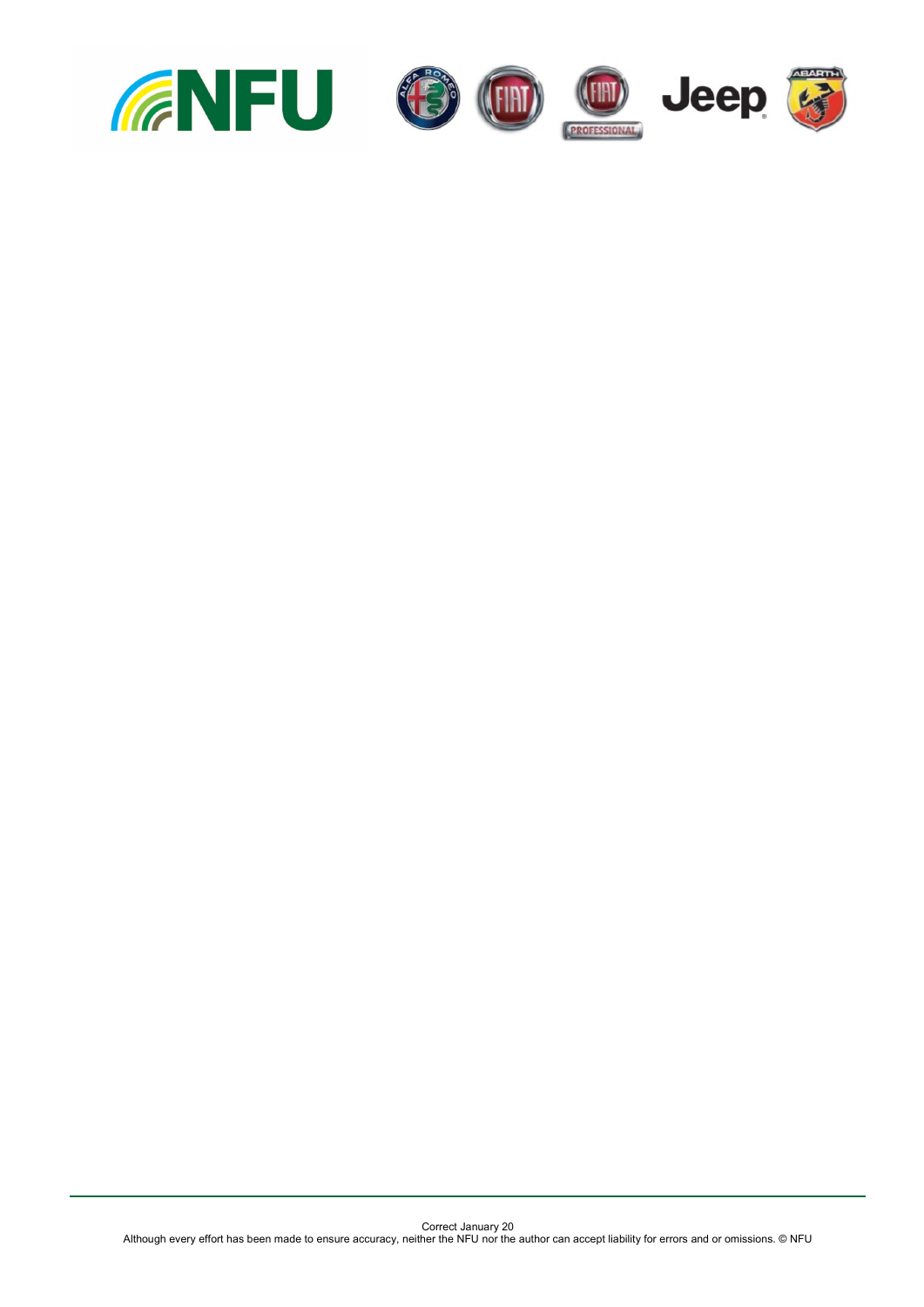Correct January 20

Although every effort has been made to ensure accuracy, neither the NFU nor the author can accept liability for errors and or omissions. © NFU